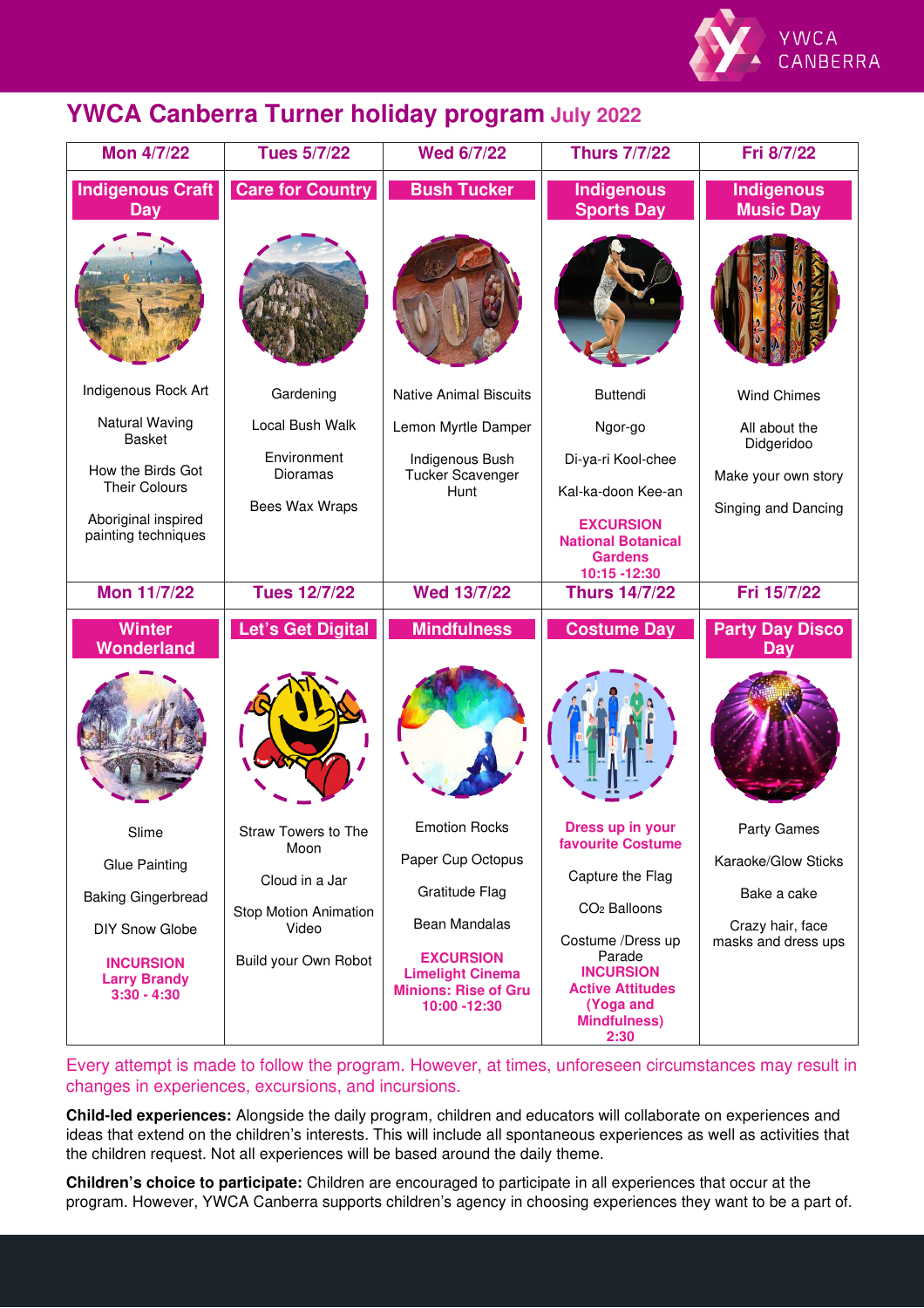# YWCA Canberra Turner holiday program July 2022

| Mon 4/7/22 | Tues 5/7/22 | Wed 6/7/22 | Thurs 7/7/22 | Fri 8/7/22 |
|---|---|---|---|---|
| **Indigenous Craft Day** | **Care for Country** | **Bush Tucker** | **Indigenous Sports Day** | **Indigenous Music Day** |
| Indigenous Rock Art<br><br>Natural Waving Basket<br><br>How the Birds Got Their Colours<br><br>Aboriginal inspired painting techniques | Gardening<br><br>Local Bush Walk<br><br>Environment Dioramas<br><br>Bees Wax Wraps | Native Animal Biscuits<br><br>Lemon Myrtle Damper<br><br>Indigenous Bush Tucker Scavenger Hunt | Buttendi<br><br>Ngor-go<br><br>Di-ya-ri Kool-chee<br><br>Kal-ka-doon Kee-an<br><br>**EXCURSION National Botanical Gardens 10:15 -12:30** | Wind Chimes<br><br>All about the Didgeridoo<br><br>Make your own story<br><br>Singing and Dancing |
| **Mon 11/7/22** | **Tues 12/7/22** | **Wed 13/7/22** | **Thurs 14/7/22** | **Fri 15/7/22** |
| **Winter Wonderland** | **Let's Get Digital** | **Mindfulness** | **Costume Day** | **Party Day Disco Day** |
| Slime<br><br>Glue Painting<br><br>Baking Gingerbread<br><br>DIY Snow Globe<br><br>**INCURSION Larry Brandy 3:30 - 4:30** | Straw Towers to The Moon<br><br>Cloud in a Jar<br><br>Stop Motion Animation Video<br><br>Build your Own Robot | Emotion Rocks<br><br>Paper Cup Octopus<br><br>Gratitude Flag<br><br>Bean Mandalas<br><br>**EXCURSION Limelight Cinema Minions: Rise of Gru 10:00 -12:30** | **Dress up in your favourite Costume**<br><br>Capture the Flag<br><br>$CO_2$ Balloons<br><br>Costume /Dress up Parade<br>**INCURSION Active Attitudes (Yoga and Mindfulness) 2:30** | Party Games<br><br>Karaoke/Glow Sticks<br><br>Bake a cake<br><br>Crazy hair, face masks and dress ups |

Every attempt is made to follow the program. However, at times, unforeseen circumstances may result in changes in experiences, excursions, and incursions.

**Child-led experiences:** Alongside the daily program, children and educators will collaborate on experiences and ideas that extend on the children's interests. This will include all spontaneous experiences as well as activities that the children request. Not all experiences will be based around the daily theme.

**Children's choice to participate:** Children are encouraged to participate in all experiences that occur at the program. However, YWCA Canberra supports children's agency in choosing experiences they want to be a part of.